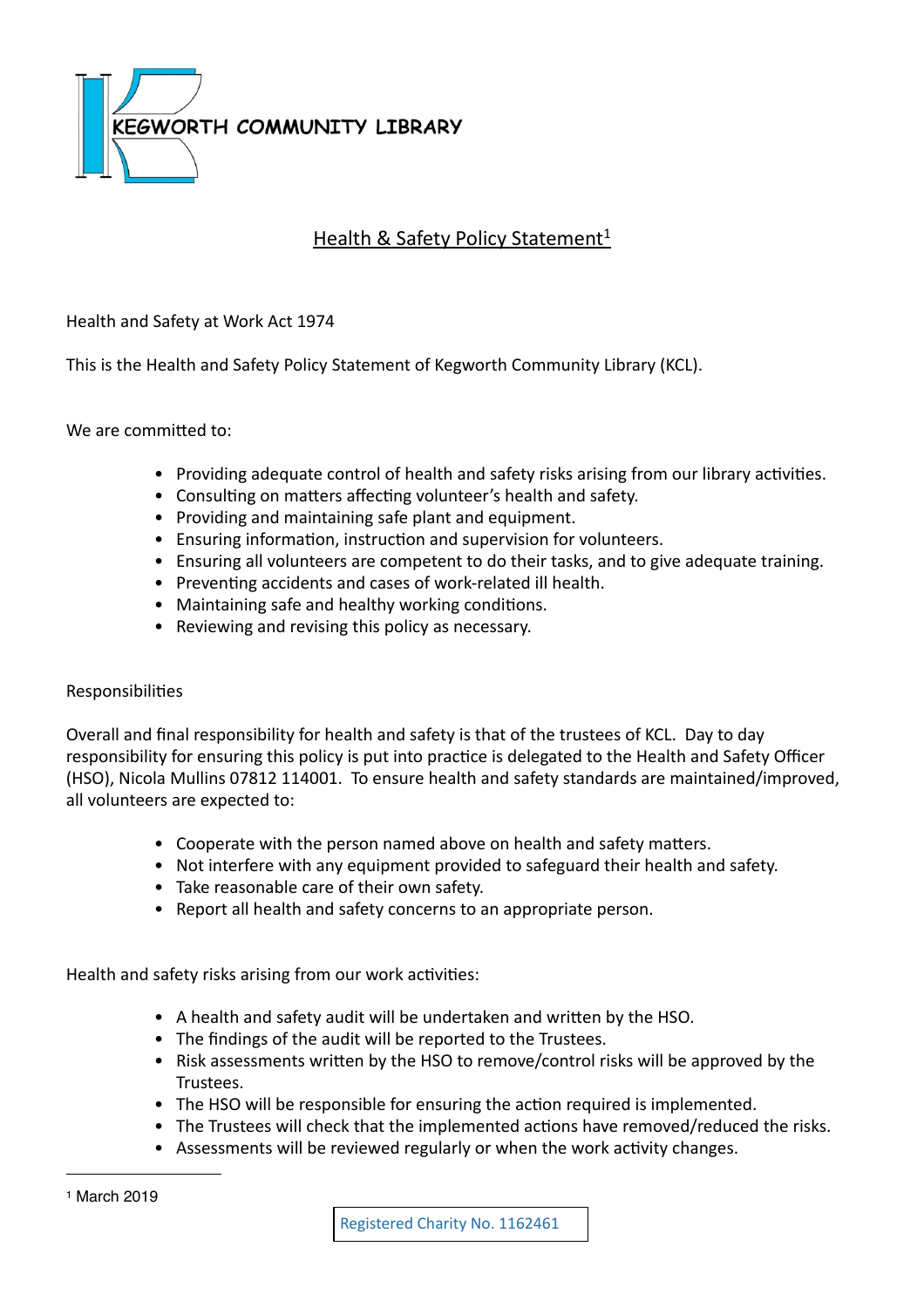KEGWORTH COMMUNITY LIBRARY

# Health & Safety Policy Statement[1]

Health and Safety at Work Act 1974

This is the Health and Safety Policy Statement of Kegworth Community Library (KCL).

We are committed to:

- Providing adequate control of health and safety risks arising from our library activities.
- Consulting on matters affecting volunteer's health and safety.
- Providing and maintaining safe plant and equipment.
- Ensuring information, instruction and supervision for volunteers.
- Ensuring all volunteers are competent to do their tasks, and to give adequate training.
- Preventing accidents and cases of work-related ill health.
- Maintaining safe and healthy working conditions.
- Reviewing and revising this policy as necessary.

## Responsibilities

Overall and final responsibility for health and safety is that of the trustees of KCL. Day to day responsibility for ensuring this policy is put into practice is delegated to the Health and Safety Officer (HSO), Nicola Mullins 07812 114001. To ensure health and safety standards are maintained/improved, all volunteers are expected to:

- Cooperate with the person named above on health and safety matters.
- Not interfere with any equipment provided to safeguard their health and safety.
- Take reasonable care of their own safety.
- Report all health and safety concerns to an appropriate person.

Health and safety risks arising from our work activities:

- A health and safety audit will be undertaken and written by the HSO.
- The findings of the audit will be reported to the Trustees.
- Risk assessments written by the HSO to remove/control risks will be approved by the Trustees.
- The HSO will be responsible for ensuring the action required is implemented.
- The Trustees will check that the implemented actions have removed/reduced the risks.
- Assessments will be reviewed regularly or when the work activity changes.

[1] March 2019

Registered Charity No. 1162461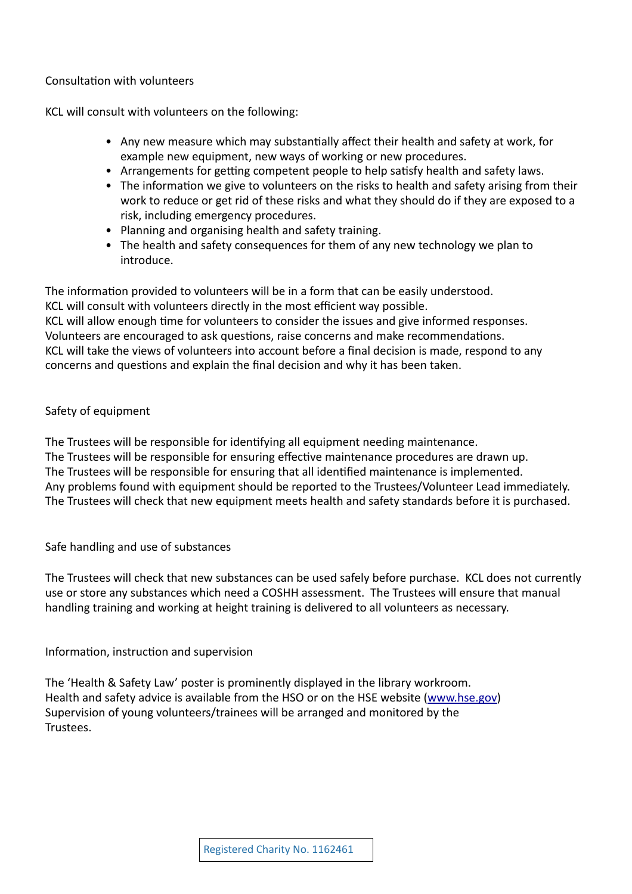## Consultation with volunteers

KCL will consult with volunteers on the following:

- Any new measure which may substantially affect their health and safety at work, for example new equipment, new ways of working or new procedures.
- Arrangements for getting competent people to help satisfy health and safety laws.
- The information we give to volunteers on the risks to health and safety arising from their work to reduce or get rid of these risks and what they should do if they are exposed to a risk, including emergency procedures.
- Planning and organising health and safety training.
- The health and safety consequences for them of any new technology we plan to introduce.

The information provided to volunteers will be in a form that can be easily understood.
KCL will consult with volunteers directly in the most efficient way possible.
KCL will allow enough time for volunteers to consider the issues and give informed responses.
Volunteers are encouraged to ask questions, raise concerns and make recommendations.
KCL will take the views of volunteers into account before a final decision is made, respond to any concerns and questions and explain the final decision and why it has been taken.

## Safety of equipment

The Trustees will be responsible for identifying all equipment needing maintenance.
The Trustees will be responsible for ensuring effective maintenance procedures are drawn up.
The Trustees will be responsible for ensuring that all identified maintenance is implemented.
Any problems found with equipment should be reported to the Trustees/Volunteer Lead immediately.
The Trustees will check that new equipment meets health and safety standards before it is purchased.

## Safe handling and use of substances

The Trustees will check that new substances can be used safely before purchase. KCL does not currently use or store any substances which need a COSHH assessment. The Trustees will ensure that manual handling training and working at height training is delivered to all volunteers as necessary.

## Information, instruction and supervision

The 'Health & Safety Law' poster is prominently displayed in the library workroom.
Health and safety advice is available from the HSO or on the HSE website ([www.hse.gov](http://www.hse.gov))
Supervision of young volunteers/trainees will be arranged and monitored by the Trustees.

Registered Charity No. 1162461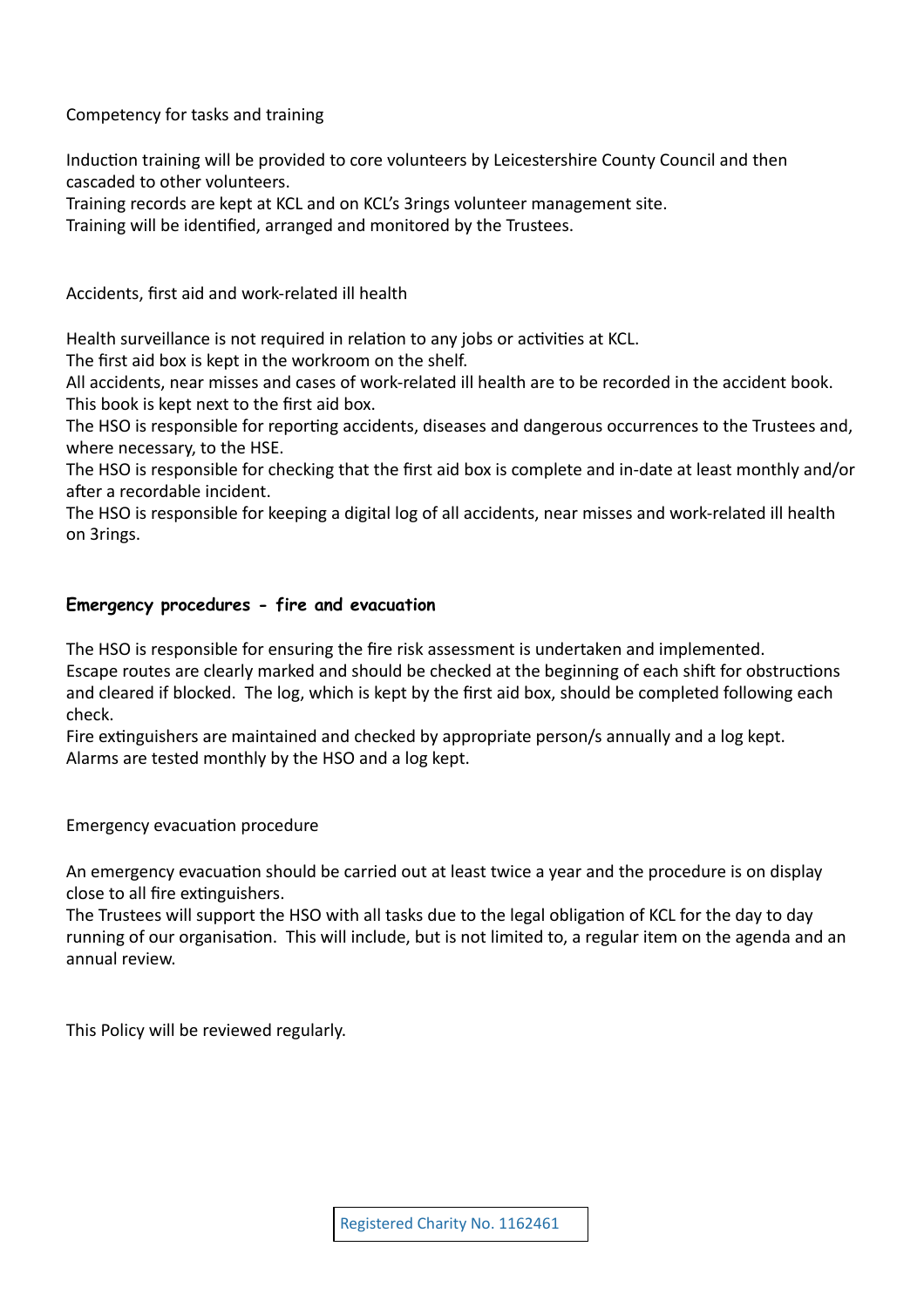Competency for tasks and training

Induction training will be provided to core volunteers by Leicestershire County Council and then cascaded to other volunteers.
Training records are kept at KCL and on KCL's 3rings volunteer management site.
Training will be identified, arranged and monitored by the Trustees.

Accidents, first aid and work-related ill health

Health surveillance is not required in relation to any jobs or activities at KCL.
The first aid box is kept in the workroom on the shelf.
All accidents, near misses and cases of work-related ill health are to be recorded in the accident book. This book is kept next to the first aid box.
The HSO is responsible for reporting accidents, diseases and dangerous occurrences to the Trustees and, where necessary, to the HSE.
The HSO is responsible for checking that the first aid box is complete and in-date at least monthly and/or after a recordable incident.
The HSO is responsible for keeping a digital log of all accidents, near misses and work-related ill health on 3rings.

**Emergency procedures - fire and evacuation**

The HSO is responsible for ensuring the fire risk assessment is undertaken and implemented.
Escape routes are clearly marked and should be checked at the beginning of each shift for obstructions and cleared if blocked. The log, which is kept by the first aid box, should be completed following each check.
Fire extinguishers are maintained and checked by appropriate person/s annually and a log kept.
Alarms are tested monthly by the HSO and a log kept.

Emergency evacuation procedure

An emergency evacuation should be carried out at least twice a year and the procedure is on display close to all fire extinguishers.
The Trustees will support the HSO with all tasks due to the legal obligation of KCL for the day to day running of our organisation. This will include, but is not limited to, a regular item on the agenda and an annual review.

This Policy will be reviewed regularly.

Registered Charity No. 1162461